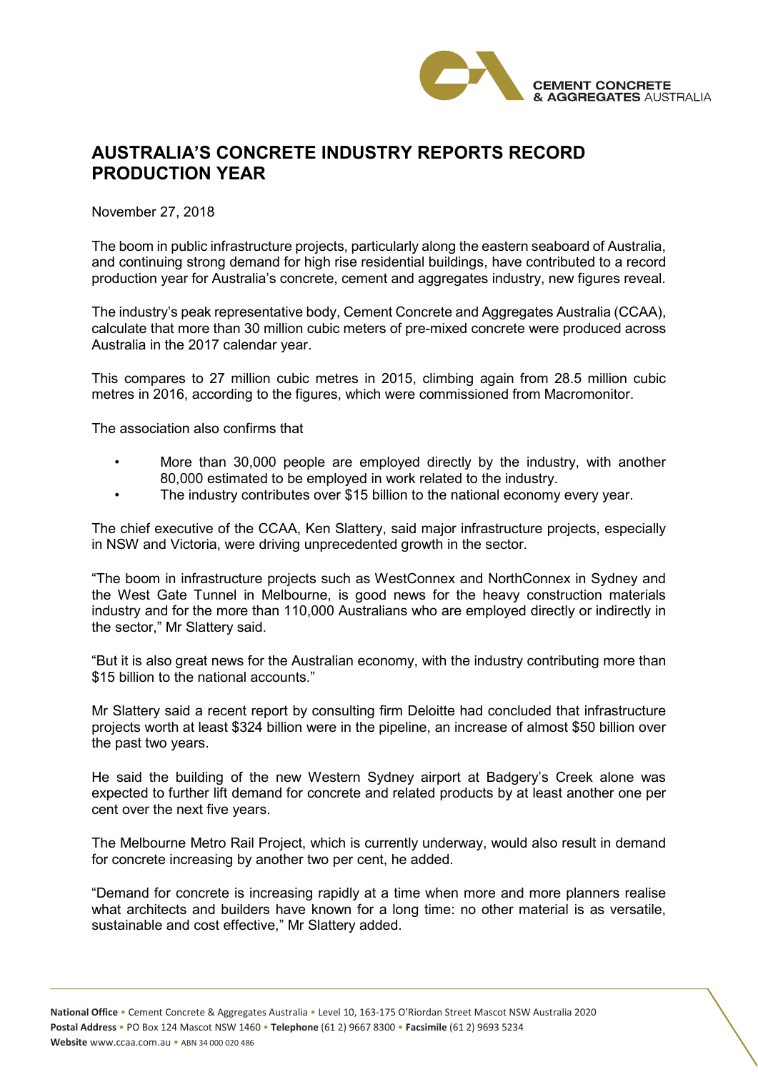# AUSTRALIA'S CONCRETE INDUSTRY REPORTS RECORD PRODUCTION YEAR

November 27, 2018

The boom in public infrastructure projects, particularly along the eastern seaboard of Australia, and continuing strong demand for high rise residential buildings, have contributed to a record production year for Australia's concrete, cement and aggregates industry, new figures reveal.

The industry's peak representative body, Cement Concrete and Aggregates Australia (CCAA), calculate that more than 30 million cubic meters of pre-mixed concrete were produced across Australia in the 2017 calendar year.

This compares to 27 million cubic metres in 2015, climbing again from 28.5 million cubic metres in 2016, according to the figures, which were commissioned from Macromonitor.

The association also confirms that

- More than 30,000 people are employed directly by the industry, with another 80,000 estimated to be employed in work related to the industry.
- The industry contributes over $15 billion to the national economy every year.

The chief executive of the CCAA, Ken Slattery, said major infrastructure projects, especially in NSW and Victoria, were driving unprecedented growth in the sector.

"The boom in infrastructure projects such as WestConnex and NorthConnex in Sydney and the West Gate Tunnel in Melbourne, is good news for the heavy construction materials industry and for the more than 110,000 Australians who are employed directly or indirectly in the sector," Mr Slattery said.

"But it is also great news for the Australian economy, with the industry contributing more than $15 billion to the national accounts."

Mr Slattery said a recent report by consulting firm Deloitte had concluded that infrastructure projects worth at least $324 billion were in the pipeline, an increase of almost $50 billion over the past two years.

He said the building of the new Western Sydney airport at Badgery's Creek alone was expected to further lift demand for concrete and related products by at least another one per cent over the next five years.

The Melbourne Metro Rail Project, which is currently underway, would also result in demand for concrete increasing by another two per cent, he added.

"Demand for concrete is increasing rapidly at a time when more and more planners realise what architects and builders have known for a long time: no other material is as versatile, sustainable and cost effective," Mr Slattery added.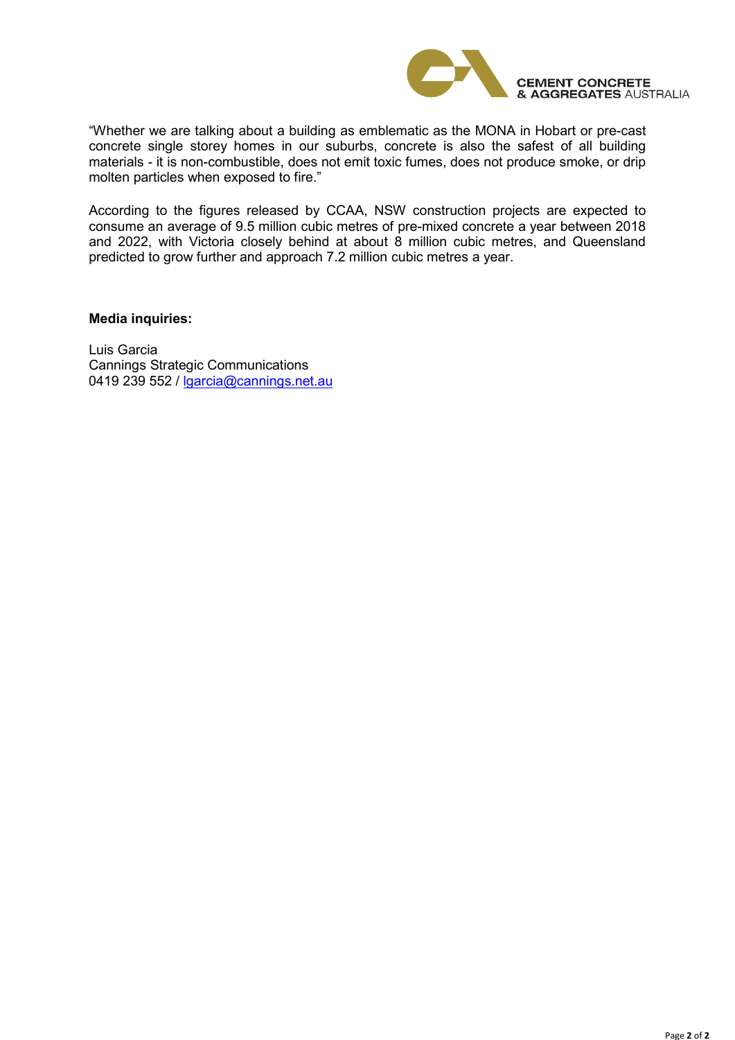“Whether we are talking about a building as emblematic as the MONA in Hobart or pre-cast concrete single storey homes in our suburbs, concrete is also the safest of all building materials - it is non-combustible, does not emit toxic fumes, does not produce smoke, or drip molten particles when exposed to fire.”

According to the figures released by CCAA, NSW construction projects are expected to consume an average of 9.5 million cubic metres of pre-mixed concrete a year between 2018 and 2022, with Victoria closely behind at about 8 million cubic metres, and Queensland predicted to grow further and approach 7.2 million cubic metres a year.

**Media inquiries:**

Luis Garcia
Cannings Strategic Communications
0419 239 552 / lgarcia@cannings.net.au